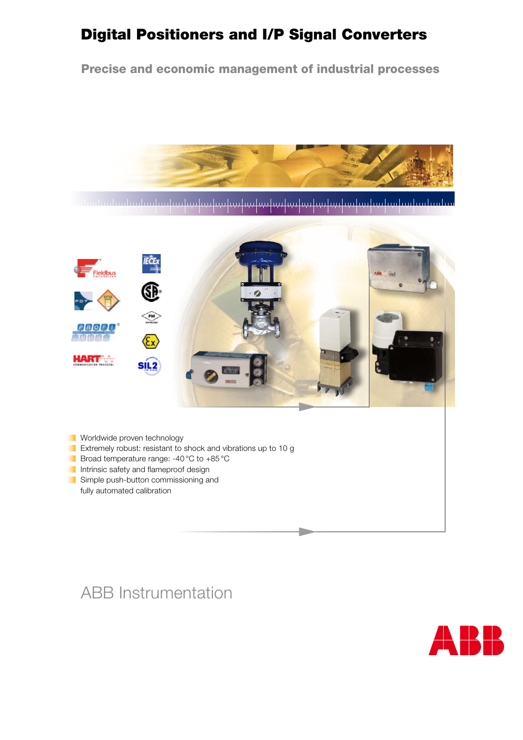# Digital Positioners and I/P Signal Converters

## Precise and economic management of industrial processes

- Worldwide proven technology
- Extremely robust: resistant to shock and vibrations up to 10 g
- Broad temperature range: -40 °C to +85 °C
- Intrinsic safety and flameproof design
- Simple push-button commissioning and fully automated calibration

ABB Instrumentation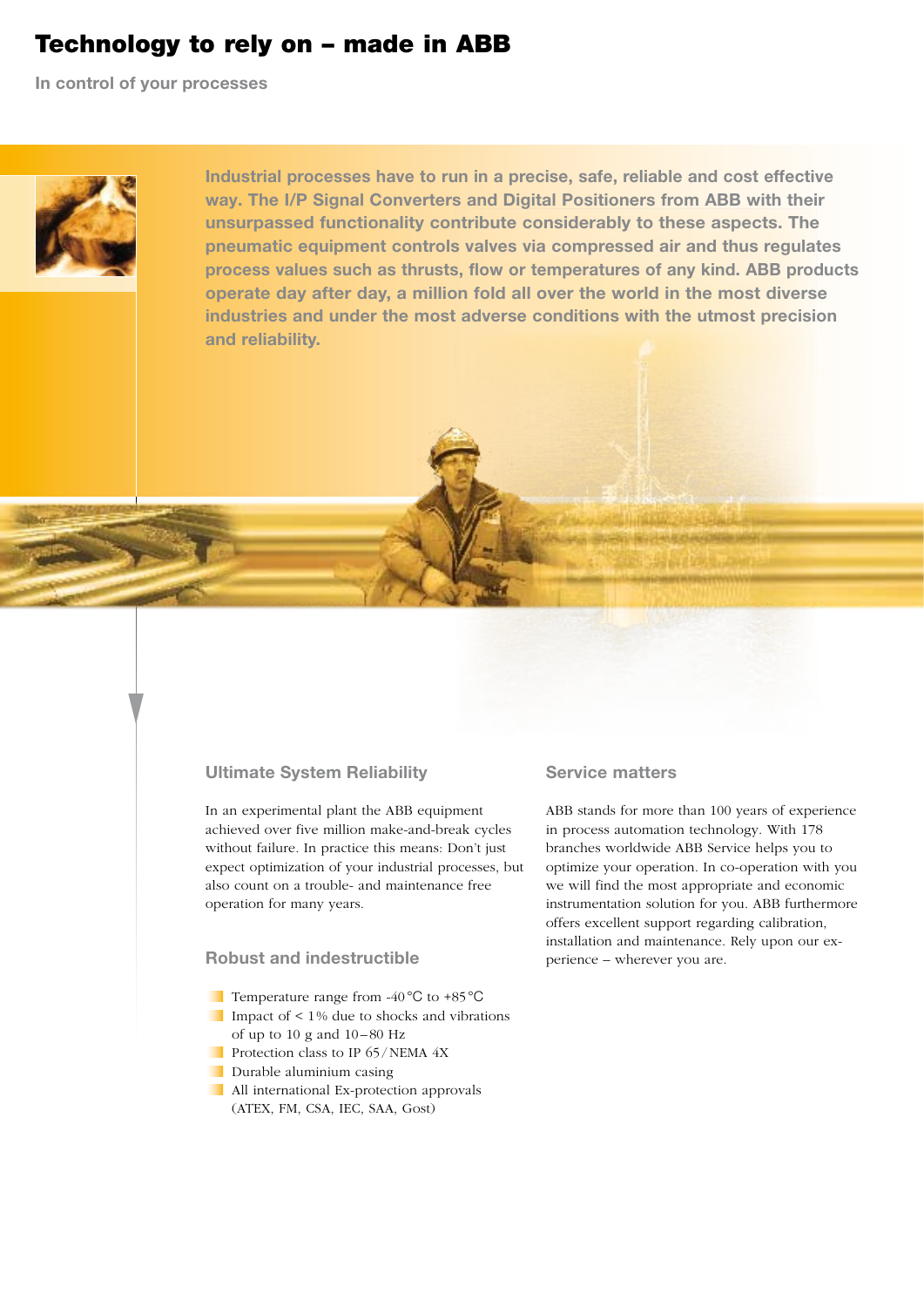# Technology to rely on – made in ABB

**In control of your processes**

**Industrial processes have to run in a precise, safe, reliable and cost effective way. The I/P Signal Converters and Digital Positioners from ABB with their unsurpassed functionality contribute considerably to these aspects. The pneumatic equipment controls valves via compressed air and thus regulates process values such as thrusts, flow or temperatures of any kind. ABB products operate day after day, a million fold all over the world in the most diverse industries and under the most adverse conditions with the utmost precision and reliability.**

## Ultimate System Reliability

In an experimental plant the ABB equipment achieved over five million make-and-break cycles without failure. In practice this means: Don't just expect optimization of your industrial processes, but also count on a trouble- and maintenance free operation for many years.

## Robust and indestructible

- Temperature range from -40 °C to +85 °C
- Impact of < 1% due to shocks and vibrations of up to 10 g and 10 – 80 Hz
- Protection class to IP 65 / NEMA 4X
- Durable aluminium casing
- All international Ex-protection approvals (ATEX, FM, CSA, IEC, SAA, Gost)

## Service matters

ABB stands for more than 100 years of experience in process automation technology. With 178 branches worldwide ABB Service helps you to optimize your operation. In co-operation with you we will find the most appropriate and economic instrumentation solution for you. ABB furthermore offers excellent support regarding calibration, installation and maintenance. Rely upon our experience – wherever you are.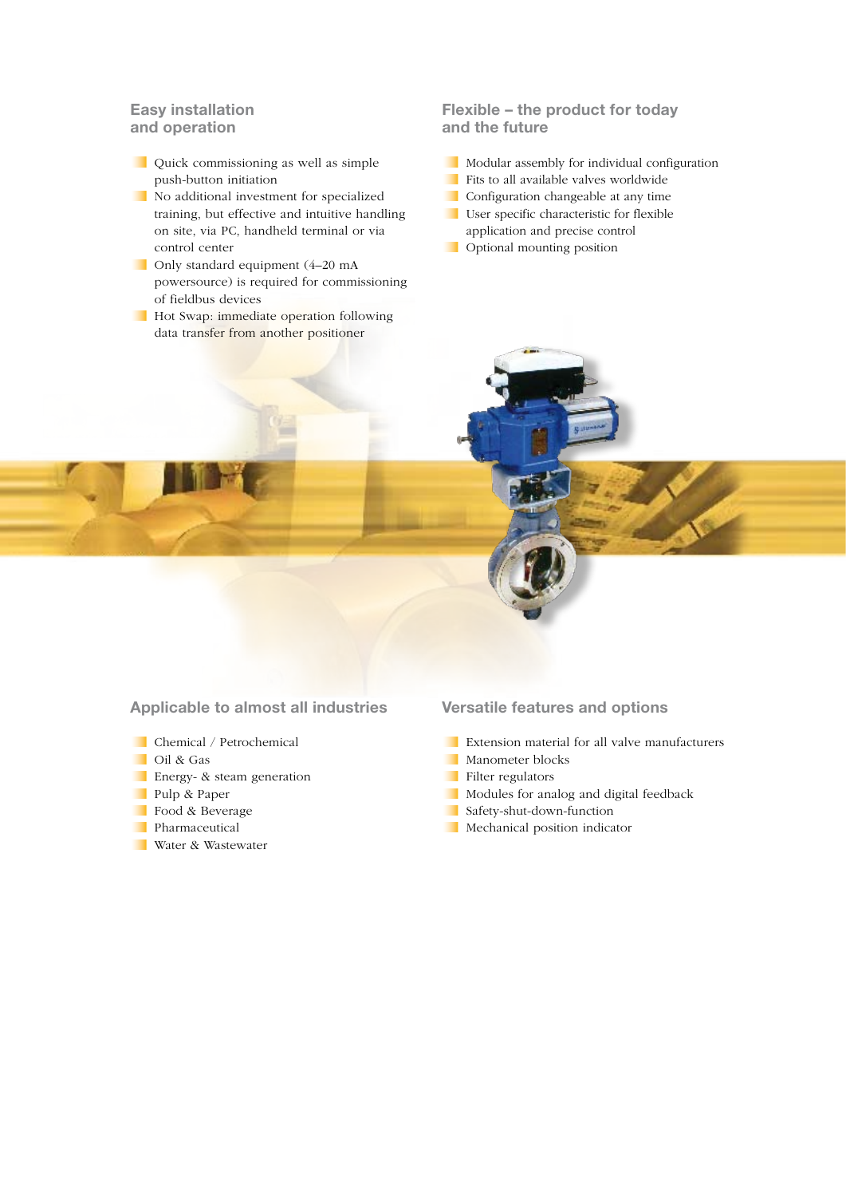## Easy installation and operation

- Quick commissioning as well as simple push-button initiation
- No additional investment for specialized training, but effective and intuitive handling on site, via PC, handheld terminal or via control center
- Only standard equipment (4–20 mA powersource) is required for commissioning of fieldbus devices
- Hot Swap: immediate operation following data transfer from another positioner

## Flexible – the product for today and the future

- Modular assembly for individual configuration
- Fits to all available valves worldwide
- Configuration changeable at any time
- User specific characteristic for flexible application and precise control
- Optional mounting position

## Applicable to almost all industries

- Chemical / Petrochemical
- Oil & Gas
- Energy- & steam generation
- Pulp & Paper
- Food & Beverage
- Pharmaceutical
- Water & Wastewater

## Versatile features and options

- Extension material for all valve manufacturers
- Manometer blocks
- Filter regulators
- Modules for analog and digital feedback
- Safety-shut-down-function
- Mechanical position indicator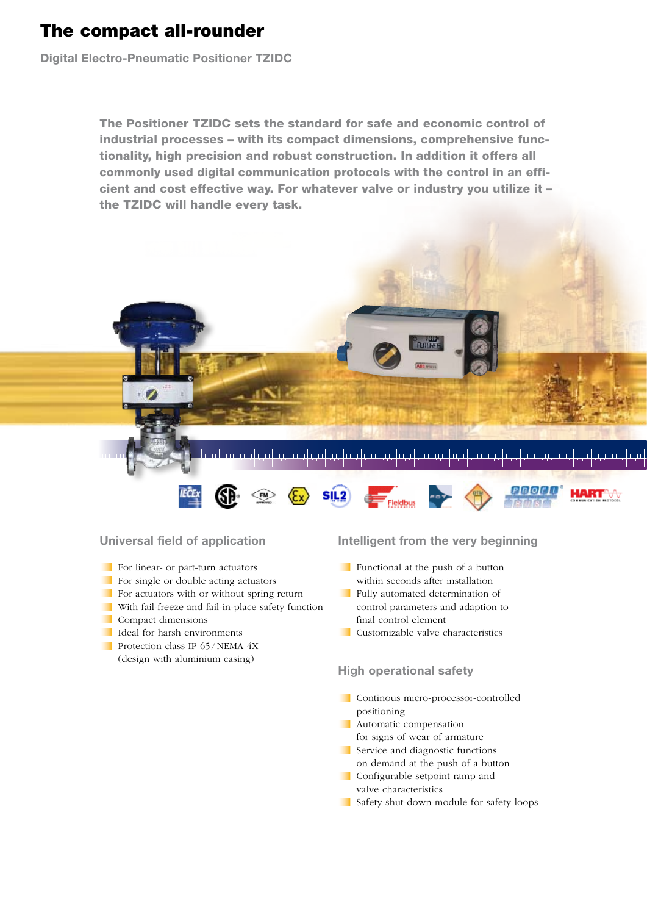# The compact all-rounder

**Digital Electro-Pneumatic Positioner TZIDC**

**The Positioner TZIDC sets the standard for safe and economic control of industrial processes – with its compact dimensions, comprehensive functionality, high precision and robust construction. In addition it offers all commonly used digital communication protocols with the control in an efficient and cost effective way. For whatever valve or industry you utilize it – the TZIDC will handle every task.**

## Universal field of application

- For linear- or part-turn actuators
- For single or double acting actuators
- For actuators with or without spring return
- With fail-freeze and fail-in-place safety function
- Compact dimensions
- Ideal for harsh environments
- Protection class IP 65/NEMA 4X (design with aluminium casing)

## Intelligent from the very beginning

- Functional at the push of a button within seconds after installation
- Fully automated determination of control parameters and adaption to final control element
- Customizable valve characteristics

## High operational safety

- Continous micro-processor-controlled positioning
- Automatic compensation for signs of wear of armature
- Service and diagnostic functions on demand at the push of a button
- Configurable setpoint ramp and valve characteristics
- Safety-shut-down-module for safety loops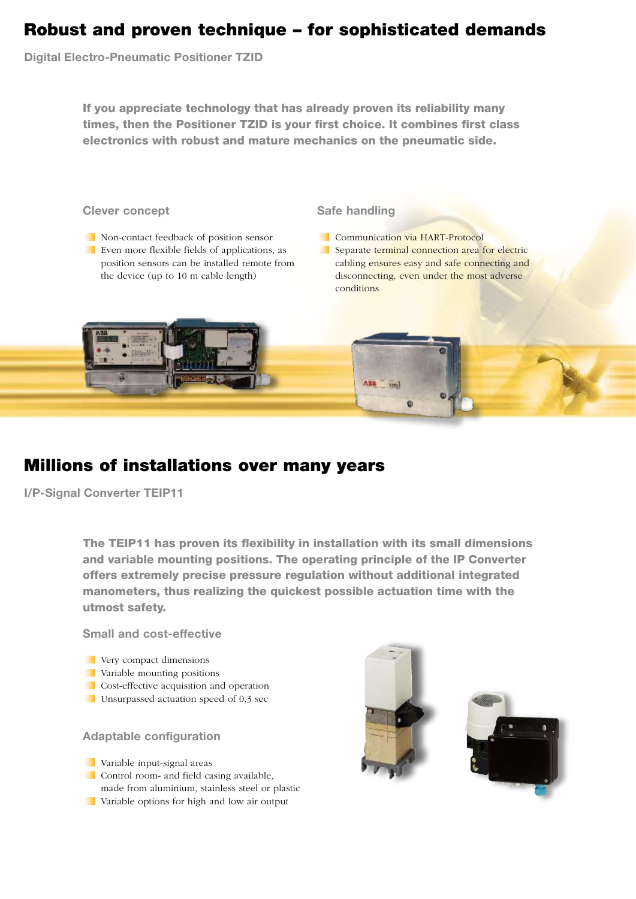# Robust and proven technique – for sophisticated demands

**Digital Electro-Pneumatic Positioner TZID**

**If you appreciate technology that has already proven its reliability many times, then the Positioner TZID is your first choice. It combines first class electronics with robust and mature mechanics on the pneumatic side.**

### Clever concept

- Non-contact feedback of position sensor
- Even more flexible fields of applications, as position sensors can be installed remote from the device (up to 10 m cable length)

### Safe handling

- Communication via HART-Protocol
- Separate terminal connection area for electric cabling ensures easy and safe connecting and disconnecting, even under the most adverse conditions

# Millions of installations over many years

**I/P-Signal Converter TEIP11**

**The TEIP11 has proven its flexibility in installation with its small dimensions and variable mounting positions. The operating principle of the IP Converter offers extremely precise pressure regulation without additional integrated manometers, thus realizing the quickest possible actuation time with the utmost safety.**

### Small and cost-effective

- Very compact dimensions
- Variable mounting positions
- Cost-effective acquisition and operation
- Unsurpassed actuation speed of 0,3 sec

### Adaptable configuration

- Variable input-signal areas
- Control room- and field casing available, made from aluminium, stainless steel or plastic
- Variable options for high and low air output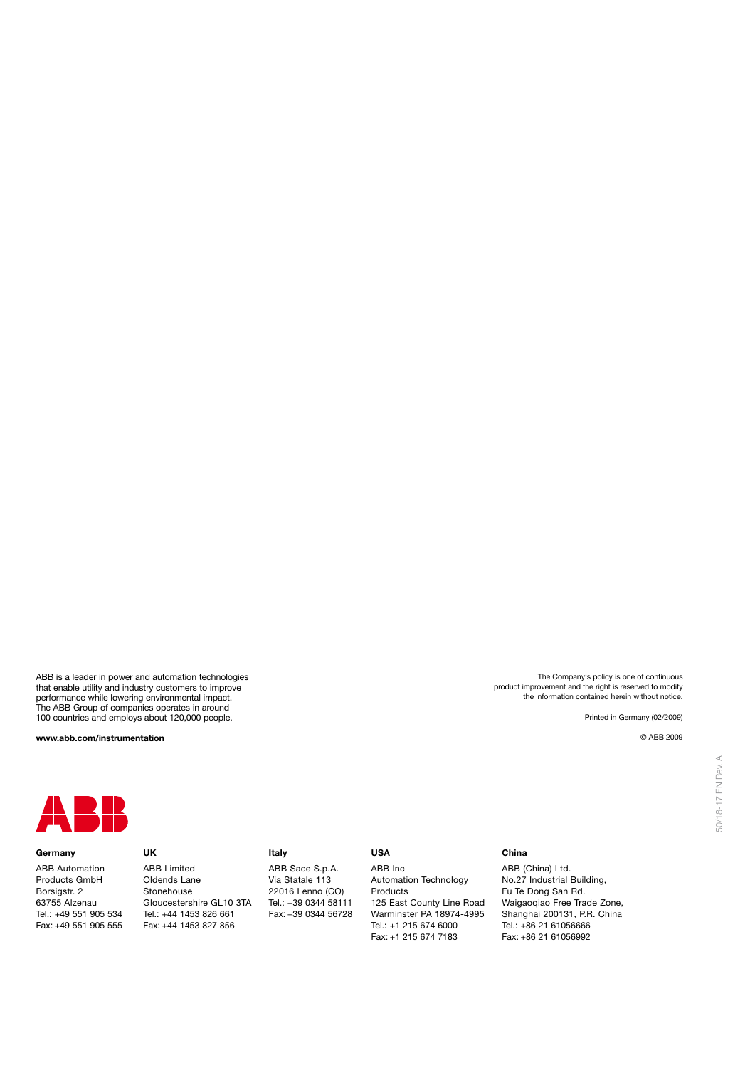ABB is a leader in power and automation technologies that enable utility and industry customers to improve performance while lowering environmental impact. The ABB Group of companies operates in around 100 countries and employs about 120,000 people.

**www.abb.com/instrumentation**

The Company's policy is one of continuous product improvement and the right is reserved to modify the information contained herein without notice.

Printed in Germany (02/2009)

© ABB 2009

50/18-17 EN Rev. A

**Germany**

ABB Automation
Products GmbH
Borsigstr. 2
63755 Alzenau
Tel.: +49 551 905 534
Fax: +49 551 905 555

**UK**

ABB Limited
Oldends Lane
Stonehouse
Gloucestershire GL10 3TA
Tel.: +44 1453 826 661
Fax: +44 1453 827 856

**Italy**

ABB Sace S.p.A.
Via Statale 113
22016 Lenno (CO)
Tel.: +39 0344 58111
Fax: +39 0344 56728

**USA**

ABB Inc
Automation Technology
Products
125 East County Line Road
Warminster PA 18974-4995
Tel.: +1 215 674 6000
Fax: +1 215 674 7183

**China**

ABB (China) Ltd.
No.27 Industrial Building,
Fu Te Dong San Rd.
Waigaoqiao Free Trade Zone,
Shanghai 200131, P.R. China
Tel.: +86 21 61056666
Fax: +86 21 61056992